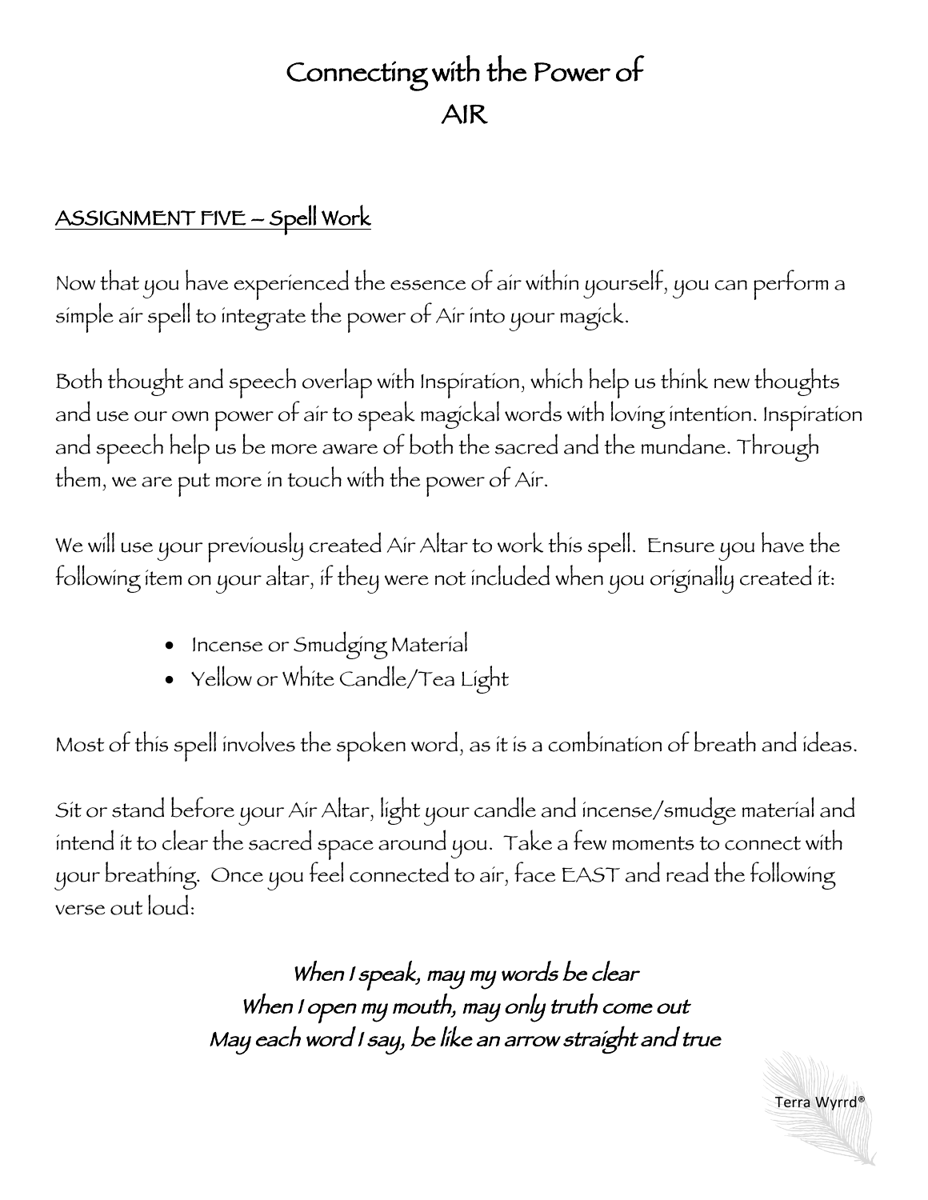# Connecting with the Power of AIR

## ASSIGNMENT FIVE – Spell Work

Now that you have experienced the essence of air within yourself, you can perform a simple air spell to integrate the power of Air into your magick.

Both thought and speech overlap with Inspiration, which help us think new thoughts and use our own power of air to speak magickal words with loving intention. Inspiration and speech help us be more aware of both the sacred and the mundane. Through them, we are put more in touch with the power of Air.

We will use your previously created Air Altar to work this spell. Ensure you have the following item on your altar, if they were not included when you originally created it:

- Incense or Smudging Material
- Yellow or White Candle/Tea Light

Most of this spell involves the spoken word, as it is a combination of breath and ideas.

Sit or stand before your Air Altar, light your candle and incense/smudge material and intend it to clear the sacred space around you. Take a few moments to connect with your breathing. Once you feel connected to air, face EAST and read the following verse out loud:

*When I speak, may my words be clear*
*When I open my mouth, may only truth come out*
*May each word I say, be like an arrow straight and true*

Terra Wyrrd®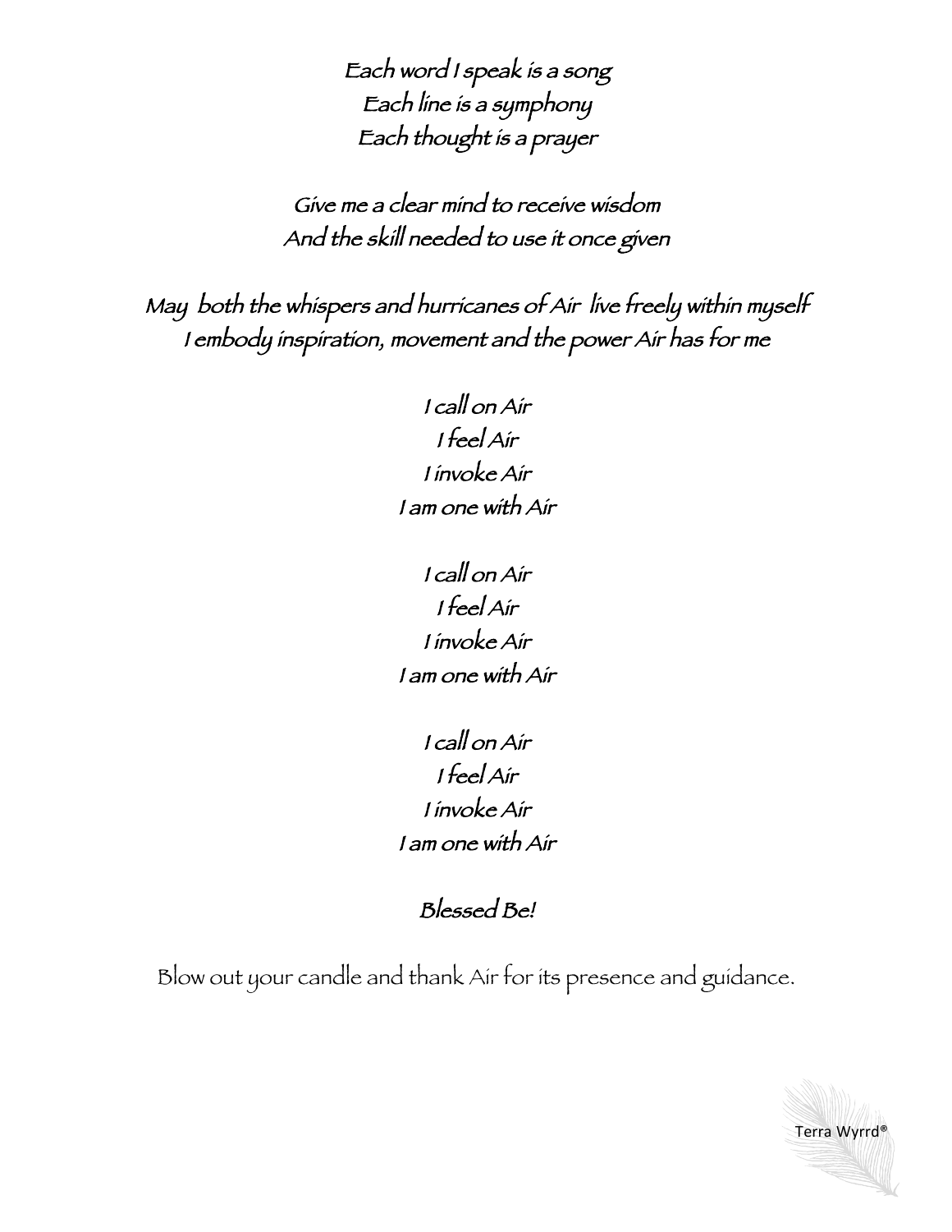*Each word I speak is a song*
*Each line is a symphony*
*Each thought is a prayer*

*Give me a clear mind to receive wisdom*
*And the skill needed to use it once given*

*May both the whispers and hurricanes of Air live freely within myself*
*I embody inspiration, movement and the power Air has for me*

*I call on Air*
*I feel Air*
*I invoke Air*
*I am one with Air*

*I call on Air*
*I feel Air*
*I invoke Air*
*I am one with Air*

*I call on Air*
*I feel Air*
*I invoke Air*
*I am one with Air*

*Blessed Be!*

Blow out your candle and thank Air for its presence and guidance.

Terra Wyrrd®